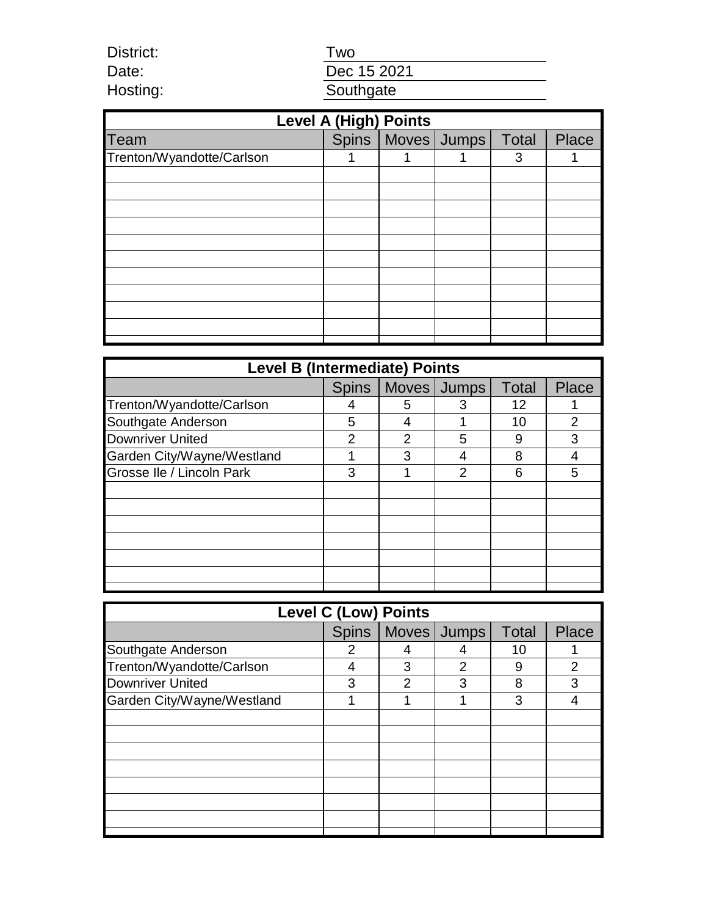District: Two

Date: Dec 15 2021

Hosting: Southgate

| Level A (High) Points | | | | | |
|---|---|---|---|---|---|
| Team | Spins | Moves | Jumps | Total | Place |
| Trenton/Wyandotte/Carlson | 1 | 1 | 1 | 3 | 1 |

| Level B (Intermediate) Points | | | | | |
|---|---|---|---|---|---|
| | Spins | Moves | Jumps | Total | Place |
| Trenton/Wyandotte/Carlson | 4 | 5 | 3 | 12 | 1 |
| Southgate Anderson | 5 | 4 | 1 | 10 | 2 |
| Downriver United | 2 | 2 | 5 | 9 | 3 |
| Garden City/Wayne/Westland | 1 | 3 | 4 | 8 | 4 |
| Grosse Ile / Lincoln Park | 3 | 1 | 2 | 6 | 5 |

| Level C (Low) Points | | | | | |
|---|---|---|---|---|---|
| | Spins | Moves | Jumps | Total | Place |
| Southgate Anderson | 2 | 4 | 4 | 10 | 1 |
| Trenton/Wyandotte/Carlson | 4 | 3 | 2 | 9 | 2 |
| Downriver United | 3 | 2 | 3 | 8 | 3 |
| Garden City/Wayne/Westland | 1 | 1 | 1 | 3 | 4 |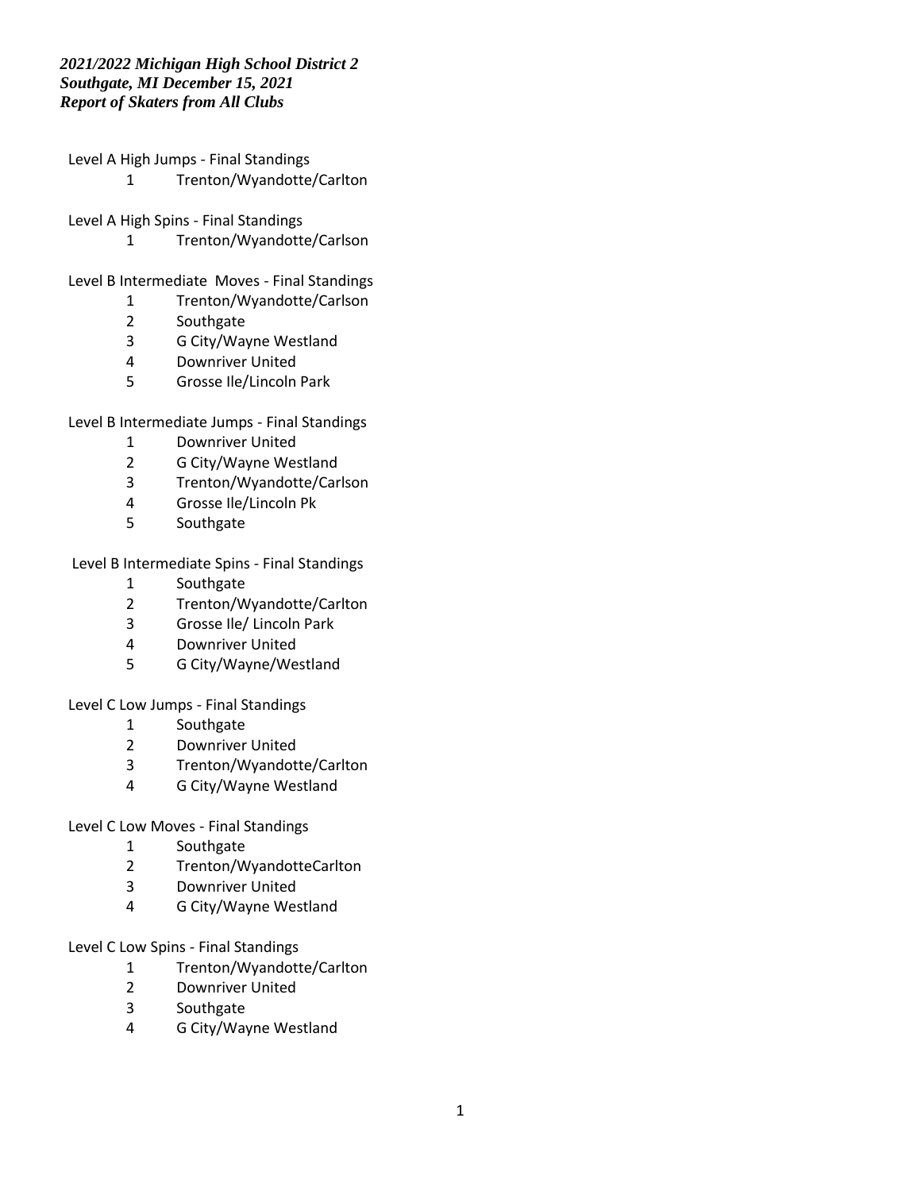***2021/2022 Michigan High School District 2***
***Southgate, MI December 15, 2021***
***Report of Skaters from All Clubs***

Level A High Jumps - Final Standings

1. Trenton/Wyandotte/Carlton

Level A High Spins - Final Standings

1. Trenton/Wyandotte/Carlson

Level B Intermediate Moves - Final Standings

1. Trenton/Wyandotte/Carlson
2. Southgate
3. G City/Wayne Westland
4. Downriver United
5. Grosse Ile/Lincoln Park

Level B Intermediate Jumps - Final Standings

1. Downriver United
2. G City/Wayne Westland
3. Trenton/Wyandotte/Carlson
4. Grosse Ile/Lincoln Pk
5. Southgate

Level B Intermediate Spins - Final Standings

1. Southgate
2. Trenton/Wyandotte/Carlton
3. Grosse Ile/ Lincoln Park
4. Downriver United
5. G City/Wayne/Westland

Level C Low Jumps - Final Standings

1. Southgate
2. Downriver United
3. Trenton/Wyandotte/Carlton
4. G City/Wayne Westland

Level C Low Moves - Final Standings

1. Southgate
2. Trenton/WyandotteCarlton
3. Downriver United
4. G City/Wayne Westland

Level C Low Spins - Final Standings

1. Trenton/Wyandotte/Carlton
2. Downriver United
3. Southgate
4. G City/Wayne Westland